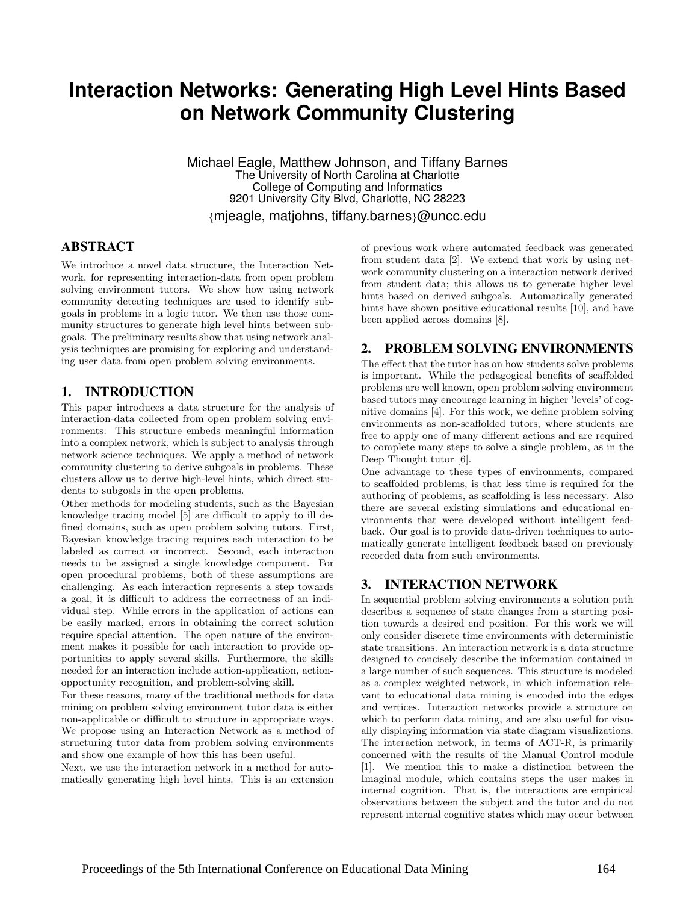# Interaction Networks: Generating High Level Hints Based on Network Community Clustering

Michael Eagle, Matthew Johnson, and Tiffany Barnes
The University of North Carolina at Charlotte
College of Computing and Informatics
9201 University City Blvd, Charlotte, NC 28223
{mjeagle, matjohns, tiffany.barnes}@uncc.edu

## ABSTRACT

We introduce a novel data structure, the Interaction Network, for representing interaction-data from open problem solving environment tutors. We show how using network community detecting techniques are used to identify subgoals in problems in a logic tutor. We then use those community structures to generate high level hints between subgoals. The preliminary results show that using network analysis techniques are promising for exploring and understanding user data from open problem solving environments.

## 1. INTRODUCTION

This paper introduces a data structure for the analysis of interaction-data collected from open problem solving environments. This structure embeds meaningful information into a complex network, which is subject to analysis through network science techniques. We apply a method of network community clustering to derive subgoals in problems. These clusters allow us to derive high-level hints, which direct students to subgoals in the open problems.

Other methods for modeling students, such as the Bayesian knowledge tracing model [5] are difficult to apply to ill defined domains, such as open problem solving tutors. First, Bayesian knowledge tracing requires each interaction to be labeled as correct or incorrect. Second, each interaction needs to be assigned a single knowledge component. For open procedural problems, both of these assumptions are challenging. As each interaction represents a step towards a goal, it is difficult to address the correctness of an individual step. While errors in the application of actions can be easily marked, errors in obtaining the correct solution require special attention. The open nature of the environment makes it possible for each interaction to provide opportunities to apply several skills. Furthermore, the skills needed for an interaction include action-application, action-opportunity recognition, and problem-solving skill.

For these reasons, many of the traditional methods for data mining on problem solving environment tutor data is either non-applicable or difficult to structure in appropriate ways. We propose using an Interaction Network as a method of structuring tutor data from problem solving environments and show one example of how this has been useful.

Next, we use the interaction network in a method for automatically generating high level hints. This is an extension of previous work where automated feedback was generated from student data [2]. We extend that work by using network community clustering on a interaction network derived from student data; this allows us to generate higher level hints based on derived subgoals. Automatically generated hints have shown positive educational results [10], and have been applied across domains [8].

## 2. PROBLEM SOLVING ENVIRONMENTS

The effect that the tutor has on how students solve problems is important. While the pedagogical benefits of scaffolded problems are well known, open problem solving environment based tutors may encourage learning in higher 'levels' of cognitive domains [4]. For this work, we define problem solving environments as non-scaffolded tutors, where students are free to apply one of many different actions and are required to complete many steps to solve a single problem, as in the Deep Thought tutor [6].

One advantage to these types of environments, compared to scaffolded problems, is that less time is required for the authoring of problems, as scaffolding is less necessary. Also there are several existing simulations and educational environments that were developed without intelligent feedback. Our goal is to provide data-driven techniques to automatically generate intelligent feedback based on previously recorded data from such environments.

## 3. INTERACTION NETWORK

In sequential problem solving environments a solution path describes a sequence of state changes from a starting position towards a desired end position. For this work we will only consider discrete time environments with deterministic state transitions. An interaction network is a data structure designed to concisely describe the information contained in a large number of such sequences. This structure is modeled as a complex weighted network, in which information relevant to educational data mining is encoded into the edges and vertices. Interaction networks provide a structure on which to perform data mining, and are also useful for visually displaying information via state diagram visualizations. The interaction network, in terms of ACT-R, is primarily concerned with the results of the Manual Control module [1]. We mention this to make a distinction between the Imaginal module, which contains steps the user makes in internal cognition. That is, the interactions are empirical observations between the subject and the tutor and do not represent internal cognitive states which may occur between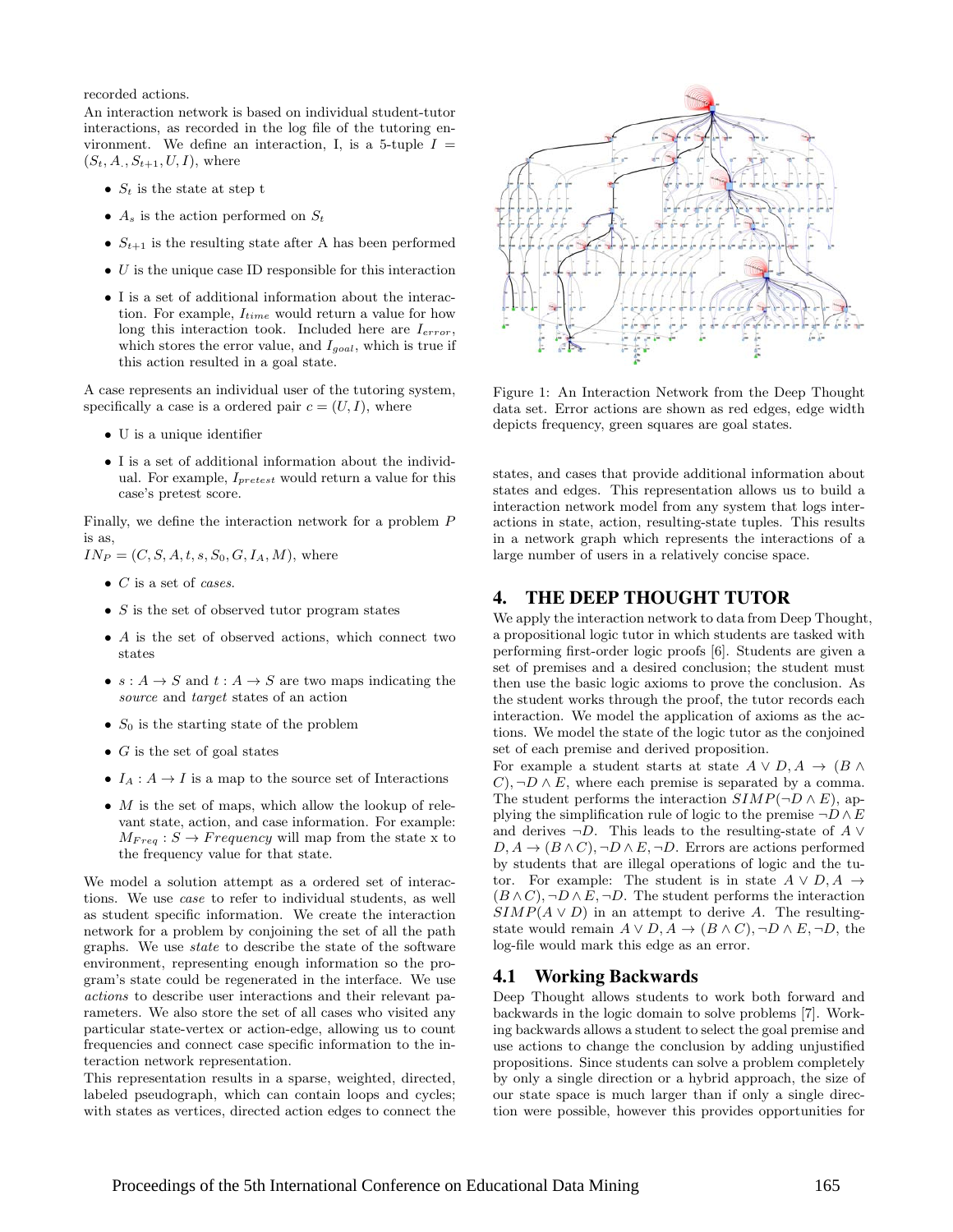recorded actions.

An interaction network is based on individual student-tutor interactions, as recorded in the log file of the tutoring environment. We define an interaction, I, is a 5-tuple $I = (S_t, A_., S_{t+1}, U, I)$, where

- $S_t$ is the state at step t
- $A_s$ is the action performed on $S_t$
- $S_{t+1}$ is the resulting state after A has been performed
- $U$ is the unique case ID responsible for this interaction
- I is a set of additional information about the interaction. For example, $I_{time}$ would return a value for how long this interaction took. Included here are $I_{error}$, which stores the error value, and $I_{goal}$, which is true if this action resulted in a goal state.

A case represents an individual user of the tutoring system, specifically a case is a ordered pair $c = (U, I)$, where

- U is a unique identifier
- I is a set of additional information about the individual. For example, $I_{pretest}$ would return a value for this case's pretest score.

Finally, we define the interaction network for a problem $P$ is as,

$IN_P = (C, S, A, t, s, S_0, G, I_A, M)$, where

- $C$ is a set of *cases*.
- $S$ is the set of observed tutor program states
- $A$ is the set of observed actions, which connect two states
- $s : A \rightarrow S$ and $t : A \rightarrow S$ are two maps indicating the *source* and *target* states of an action
- $S_0$ is the starting state of the problem
- $G$ is the set of goal states
- $I_A : A \rightarrow I$ is a map to the source set of Interactions
- $M$ is the set of maps, which allow the lookup of relevant state, action, and case information. For example: $M_{Freq} : S \rightarrow Frequency$ will map from the state x to the frequency value for that state.

We model a solution attempt as a ordered set of interactions. We use *case* to refer to individual students, as well as student specific information. We create the interaction network for a problem by conjoining the set of all the path graphs. We use *state* to describe the state of the software environment, representing enough information so the program's state could be regenerated in the interface. We use *actions* to describe user interactions and their relevant parameters. We also store the set of all cases who visited any particular state-vertex or action-edge, allowing us to count frequencies and connect case specific information to the interaction network representation.

This representation results in a sparse, weighted, directed, labeled pseudograph, which can contain loops and cycles; with states as vertices, directed action edges to connect the states, and cases that provide additional information about states and edges. This representation allows us to build a interaction network model from any system that logs interactions in state, action, resulting-state tuples. This results in a network graph which represents the interactions of a large number of users in a relatively concise space.

Figure 1: An Interaction Network from the Deep Thought data set. Error actions are shown as red edges, edge width depicts frequency, green squares are goal states.

## 4. THE DEEP THOUGHT TUTOR

We apply the interaction network to data from Deep Thought, a propositional logic tutor in which students are tasked with performing first-order logic proofs [6]. Students are given a set of premises and a desired conclusion; the student must then use the basic logic axioms to prove the conclusion. As the student works through the proof, the tutor records each interaction. We model the application of axioms as the actions. We model the state of the logic tutor as the conjoined set of each premise and derived proposition.

For example a student starts at state $A \vee D, A \rightarrow (B \wedge C), \neg D \wedge E$, where each premise is separated by a comma. The student performs the interaction $SIMP(\neg D \wedge E)$, applying the simplification rule of logic to the premise $\neg D \wedge E$ and derives $\neg D$. This leads to the resulting-state of $A \vee D, A \rightarrow (B \wedge C), \neg D \wedge E, \neg D$. Errors are actions performed by students that are illegal operations of logic and the tutor. For example: The student is in state $A \vee D, A \rightarrow (B \wedge C), \neg D \wedge E, \neg D$. The student performs the interaction $SIMP(A \vee D)$ in an attempt to derive $A$. The resulting-state would remain $A \vee D, A \rightarrow (B \wedge C), \neg D \wedge E, \neg D$, the log-file would mark this edge as an error.

### 4.1 Working Backwards

Deep Thought allows students to work both forward and backwards in the logic domain to solve problems [7]. Working backwards allows a student to select the goal premise and use actions to change the conclusion by adding unjustified propositions. Since students can solve a problem completely by only a single direction or a hybrid approach, the size of our state space is much larger than if only a single direction were possible, however this provides opportunities for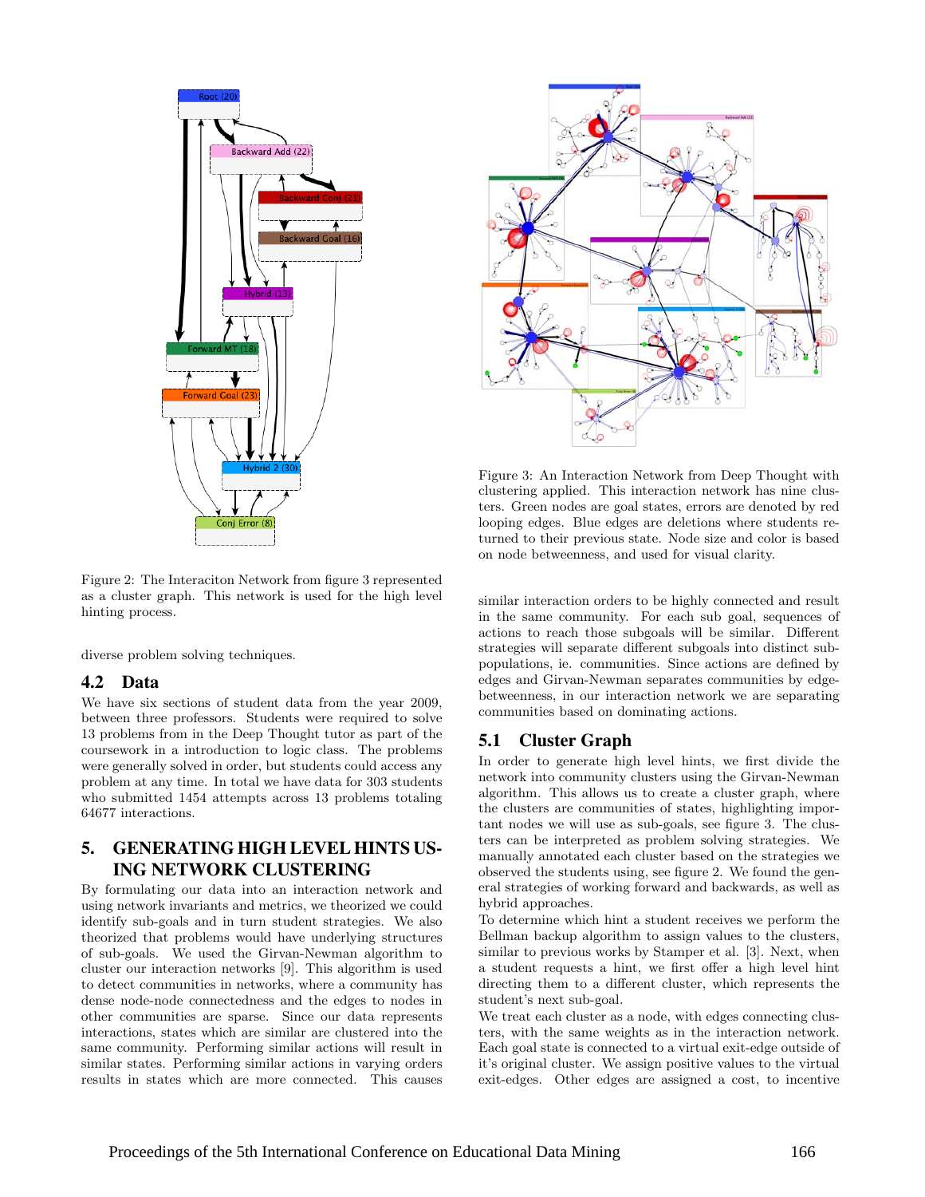Figure 2: The Interaciton Network from figure 3 represented as a cluster graph. This network is used for the high level hinting process.

diverse problem solving techniques.

## 4.2 Data

We have six sections of student data from the year 2009, between three professors. Students were required to solve 13 problems from in the Deep Thought tutor as part of the coursework in a introduction to logic class. The problems were generally solved in order, but students could access any problem at any time. In total we have data for 303 students who submitted 1454 attempts across 13 problems totaling 64677 interactions.

# 5. GENERATING HIGH LEVEL HINTS USING NETWORK CLUSTERING

By formulating our data into an interaction network and using network invariants and metrics, we theorized we could identify sub-goals and in turn student strategies. We also theorized that problems would have underlying structures of sub-goals. We used the Girvan-Newman algorithm to cluster our interaction networks [9]. This algorithm is used to detect communities in networks, where a community has dense node-node connectedness and the edges to nodes in other communities are sparse. Since our data represents interactions, states which are similar are clustered into the same community. Performing similar actions will result in similar states. Performing similar actions in varying orders results in states which are more connected. This causes similar interaction orders to be highly connected and result in the same community. For each sub goal, sequences of actions to reach those subgoals will be similar. Different strategies will separate different subgoals into distinct subpopulations, ie. communities. Since actions are defined by edges and Girvan-Newman separates communities by edge-betweenness, in our interaction network we are separating communities based on dominating actions.

Figure 3: An Interaction Network from Deep Thought with clustering applied. This interaction network has nine clusters. Green nodes are goal states, errors are denoted by red looping edges. Blue edges are deletions where students returned to their previous state. Node size and color is based on node betweenness, and used for visual clarity.

## 5.1 Cluster Graph

In order to generate high level hints, we first divide the network into community clusters using the Girvan-Newman algorithm. This allows us to create a cluster graph, where the clusters are communities of states, highlighting important nodes we will use as sub-goals, see figure 3. The clusters can be interpreted as problem solving strategies. We manually annotated each cluster based on the strategies we observed the students using, see figure 2. We found the general strategies of working forward and backwards, as well as hybrid approaches.

To determine which hint a student receives we perform the Bellman backup algorithm to assign values to the clusters, similar to previous works by Stamper et al. [3]. Next, when a student requests a hint, we first offer a high level hint directing them to a different cluster, which represents the student's next sub-goal.

We treat each cluster as a node, with edges connecting clusters, with the same weights as in the interaction network. Each goal state is connected to a virtual exit-edge outside of it's original cluster. We assign positive values to the virtual exit-edges. Other edges are assigned a cost, to incentive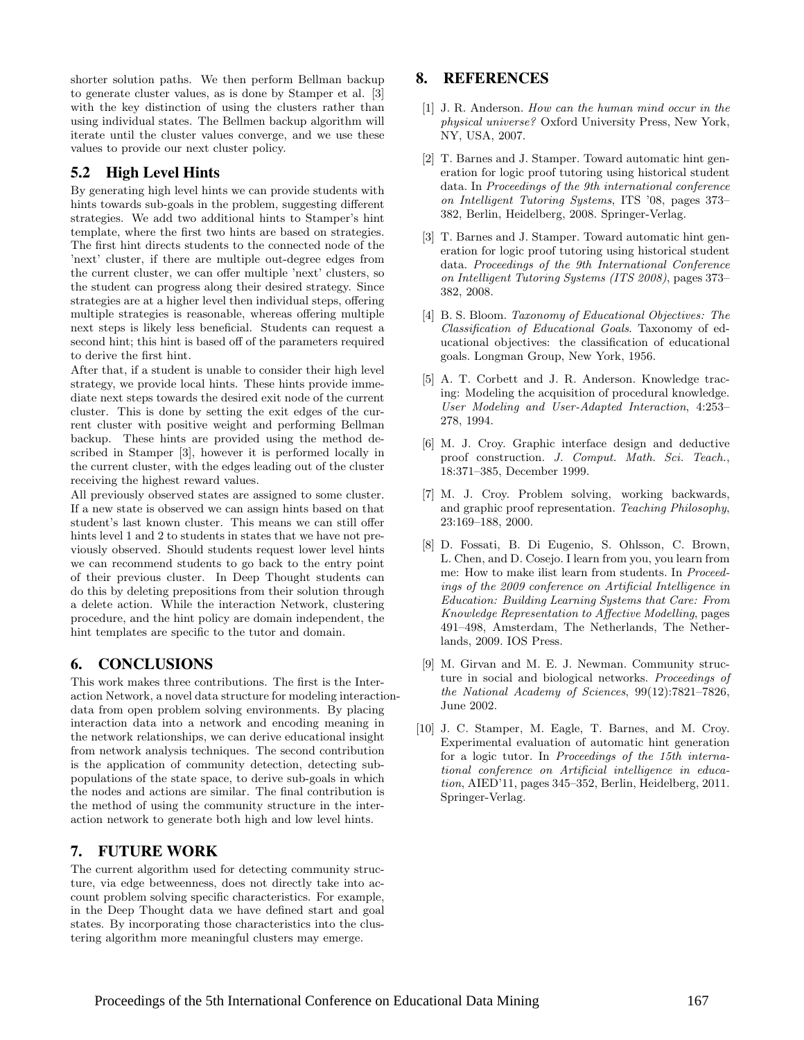shorter solution paths. We then perform Bellman backup to generate cluster values, as is done by Stamper et al. [3] with the key distinction of using the clusters rather than using individual states. The Bellmen backup algorithm will iterate until the cluster values converge, and we use these values to provide our next cluster policy.

## 5.2 High Level Hints

By generating high level hints we can provide students with hints towards sub-goals in the problem, suggesting different strategies. We add two additional hints to Stamper's hint template, where the first two hints are based on strategies. The first hint directs students to the connected node of the 'next' cluster, if there are multiple out-degree edges from the current cluster, we can offer multiple 'next' clusters, so the student can progress along their desired strategy. Since strategies are at a higher level then individual steps, offering multiple strategies is reasonable, whereas offering multiple next steps is likely less beneficial. Students can request a second hint; this hint is based off of the parameters required to derive the first hint.

After that, if a student is unable to consider their high level strategy, we provide local hints. These hints provide immediate next steps towards the desired exit node of the current cluster. This is done by setting the exit edges of the current cluster with positive weight and performing Bellman backup. These hints are provided using the method described in Stamper [3], however it is performed locally in the current cluster, with the edges leading out of the cluster receiving the highest reward values.

All previously observed states are assigned to some cluster. If a new state is observed we can assign hints based on that student's last known cluster. This means we can still offer hints level 1 and 2 to students in states that we have not previously observed. Should students request lower level hints we can recommend students to go back to the entry point of their previous cluster. In Deep Thought students can do this by deleting prepositions from their solution through a delete action. While the interaction Network, clustering procedure, and the hint policy are domain independent, the hint templates are specific to the tutor and domain.

# 6. CONCLUSIONS

This work makes three contributions. The first is the Interaction Network, a novel data structure for modeling interaction-data from open problem solving environments. By placing interaction data into a network and encoding meaning in the network relationships, we can derive educational insight from network analysis techniques. The second contribution is the application of community detection, detecting sub-populations of the state space, to derive sub-goals in which the nodes and actions are similar. The final contribution is the method of using the community structure in the interaction network to generate both high and low level hints.

# 7. FUTURE WORK

The current algorithm used for detecting community structure, via edge betweenness, does not directly take into account problem solving specific characteristics. For example, in the Deep Thought data we have defined start and goal states. By incorporating those characteristics into the clustering algorithm more meaningful clusters may emerge.

# 8. REFERENCES

[1] J. R. Anderson. *How can the human mind occur in the physical universe?* Oxford University Press, New York, NY, USA, 2007.

[2] T. Barnes and J. Stamper. Toward automatic hint generation for logic proof tutoring using historical student data. In *Proceedings of the 9th international conference on Intelligent Tutoring Systems*, ITS '08, pages 373–382, Berlin, Heidelberg, 2008. Springer-Verlag.

[3] T. Barnes and J. Stamper. Toward automatic hint generation for logic proof tutoring using historical student data. *Proceedings of the 9th International Conference on Intelligent Tutoring Systems (ITS 2008)*, pages 373–382, 2008.

[4] B. S. Bloom. *Taxonomy of Educational Objectives: The Classification of Educational Goals*. Taxonomy of educational objectives: the classification of educational goals. Longman Group, New York, 1956.

[5] A. T. Corbett and J. R. Anderson. Knowledge tracing: Modeling the acquisition of procedural knowledge. *User Modeling and User-Adapted Interaction*, 4:253–278, 1994.

[6] M. J. Croy. Graphic interface design and deductive proof construction. *J. Comput. Math. Sci. Teach.*, 18:371–385, December 1999.

[7] M. J. Croy. Problem solving, working backwards, and graphic proof representation. *Teaching Philosophy*, 23:169–188, 2000.

[8] D. Fossati, B. Di Eugenio, S. Ohlsson, C. Brown, L. Chen, and D. Cosejo. I learn from you, you learn from me: How to make ilist learn from students. In *Proceedings of the 2009 conference on Artificial Intelligence in Education: Building Learning Systems that Care: From Knowledge Representation to Affective Modelling*, pages 491–498, Amsterdam, The Netherlands, The Netherlands, 2009. IOS Press.

[9] M. Girvan and M. E. J. Newman. Community structure in social and biological networks. *Proceedings of the National Academy of Sciences*, 99(12):7821–7826, June 2002.

[10] J. C. Stamper, M. Eagle, T. Barnes, and M. Croy. Experimental evaluation of automatic hint generation for a logic tutor. In *Proceedings of the 15th international conference on Artificial intelligence in education*, AIED'11, pages 345–352, Berlin, Heidelberg, 2011. Springer-Verlag.